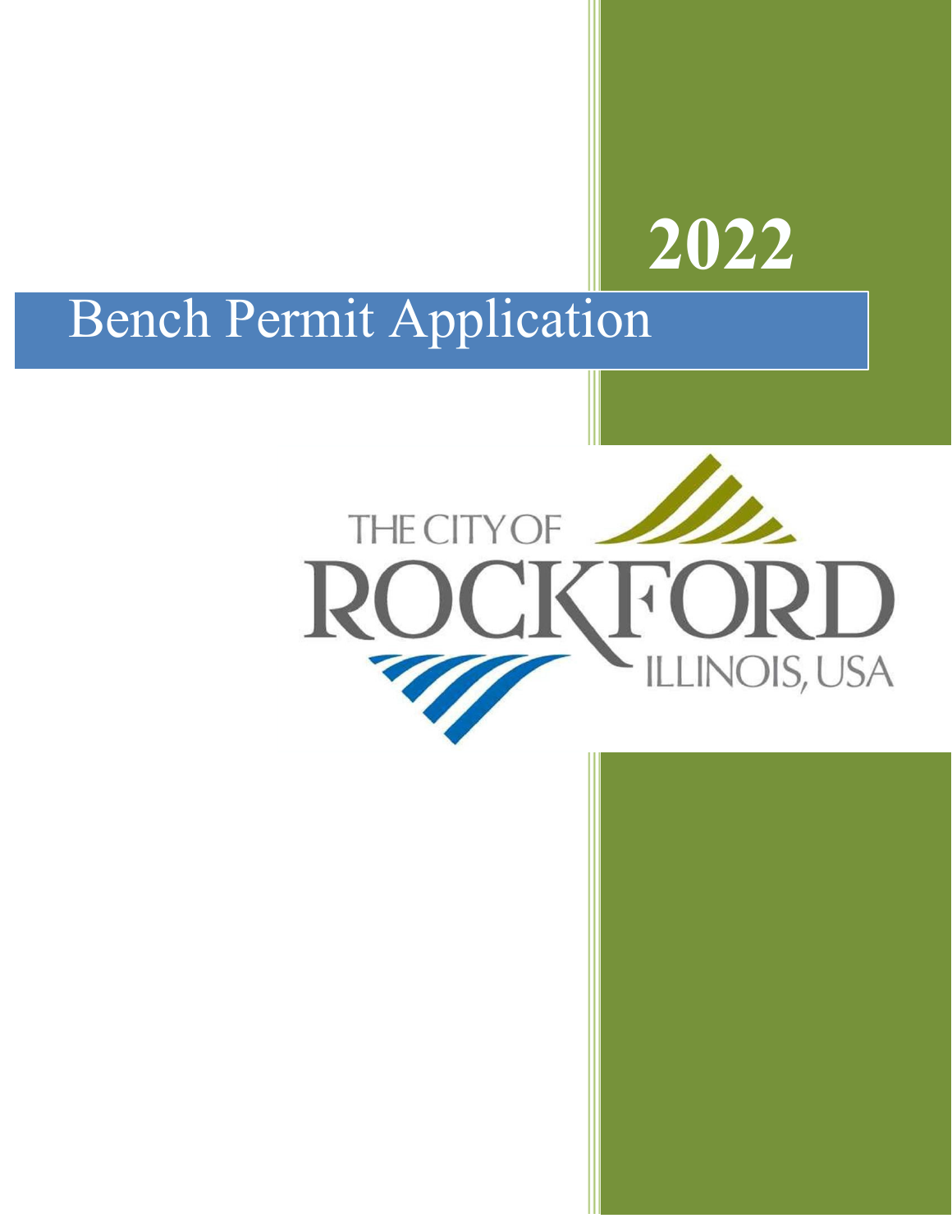# 2022

# Bench Permit Application

THE CITY OF

ROCKFORD

ILLINOIS, USA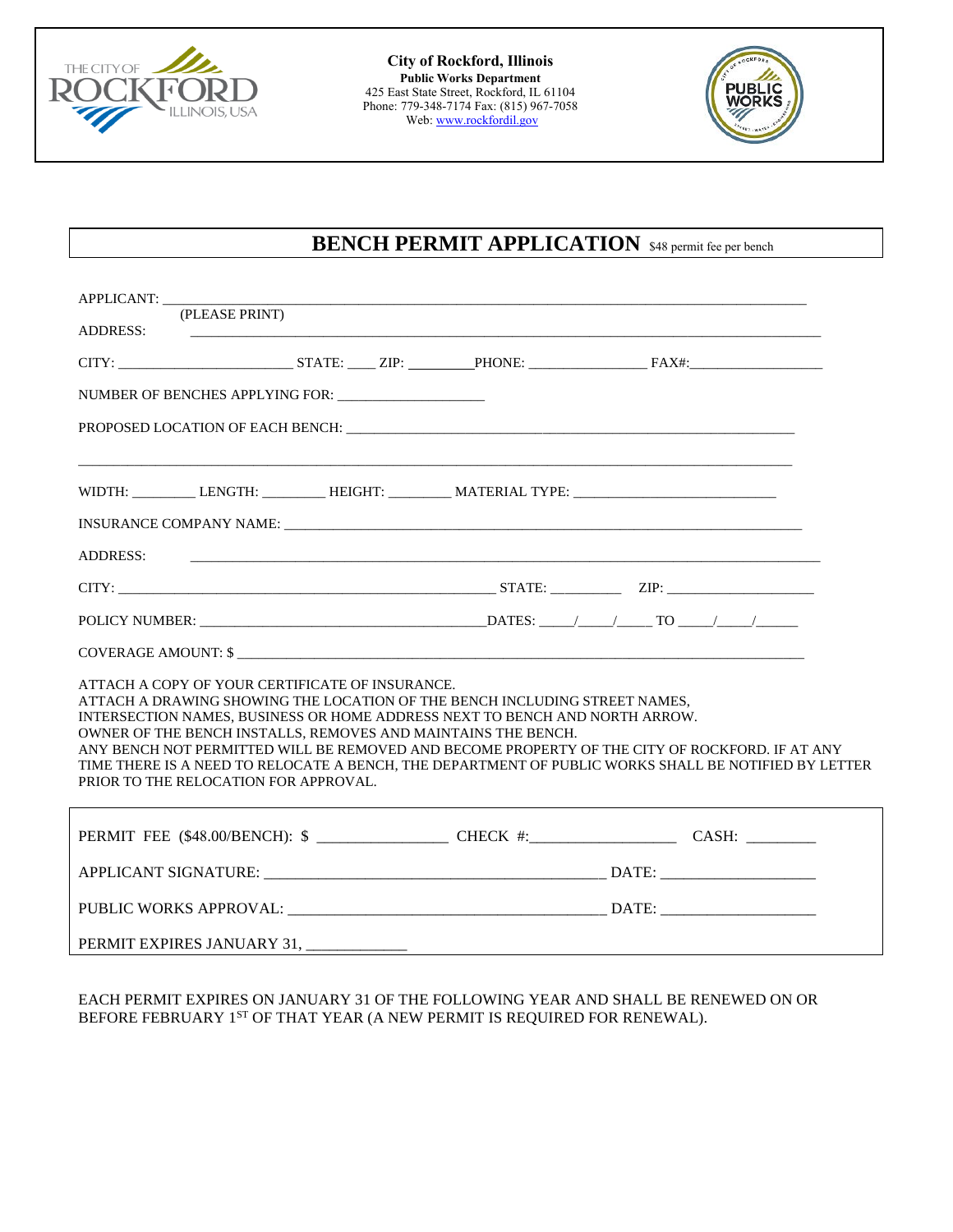**City of Rockford, Illinois**
**Public Works Department**
425 East State Street, Rockford, IL 61104
Phone: 779-348-7174 Fax: (815) 967-7058
Web: www.rockfordil.gov

# BENCH PERMIT APPLICATION $48 permit fee per bench

APPLICANT: ____________________________________________
(PLEASE PRINT)

ADDRESS: ____________________________________________

CITY: ______________ STATE: ____ ZIP: ________ PHONE: ______________ FAX#: ______________

NUMBER OF BENCHES APPLYING FOR: ______________

PROPOSED LOCATION OF EACH BENCH: ____________________________________________

____________________________________________

WIDTH: ________ LENGTH: ________ HEIGHT: ________ MATERIAL TYPE: ______________

INSURANCE COMPANY NAME: ____________________________________________

ADDRESS: ____________________________________________

CITY: ______________________ STATE: _________ ZIP: ______________

POLICY NUMBER: ______________________ DATES: ____/____/____ TO ____/____/____

COVERAGE AMOUNT: $ ____________________________________________

ATTACH A COPY OF YOUR CERTIFICATE OF INSURANCE.
ATTACH A DRAWING SHOWING THE LOCATION OF THE BENCH INCLUDING STREET NAMES, INTERSECTION NAMES, BUSINESS OR HOME ADDRESS NEXT TO BENCH AND NORTH ARROW.
OWNER OF THE BENCH INSTALLS, REMOVES AND MAINTAINS THE BENCH.
ANY BENCH NOT PERMITTED WILL BE REMOVED AND BECOME PROPERTY OF THE CITY OF ROCKFORD. IF AT ANY TIME THERE IS A NEED TO RELOCATE A BENCH, THE DEPARTMENT OF PUBLIC WORKS SHALL BE NOTIFIED BY LETTER PRIOR TO THE RELOCATION FOR APPROVAL.

PERMIT FEE ($48.00/BENCH): $ ______________ CHECK #: ______________ CASH: ________

APPLICANT SIGNATURE: ______________________________ DATE: ______________

PUBLIC WORKS APPROVAL: ______________________________ DATE: ______________

PERMIT EXPIRES JANUARY 31, ____________

EACH PERMIT EXPIRES ON JANUARY 31 OF THE FOLLOWING YEAR AND SHALL BE RENEWED ON OR BEFORE FEBRUARY 1ST OF THAT YEAR (A NEW PERMIT IS REQUIRED FOR RENEWAL).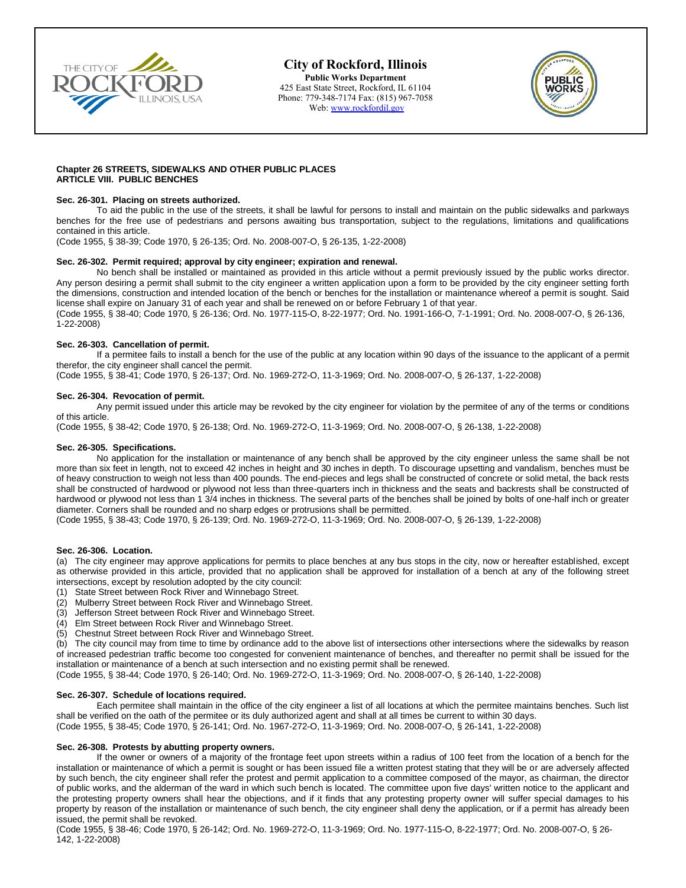**City of Rockford, Illinois**
**Public Works Department**
425 East State Street, Rockford, IL 61104
Phone: 779-348-7174 Fax: (815) 967-7058
Web: www.rockfordil.gov

**Chapter 26 STREETS, SIDEWALKS AND OTHER PUBLIC PLACES**
**ARTICLE VIII. PUBLIC BENCHES**

**Sec. 26-301. Placing on streets authorized.**

To aid the public in the use of the streets, it shall be lawful for persons to install and maintain on the public sidewalks and parkways benches for the free use of pedestrians and persons awaiting bus transportation, subject to the regulations, limitations and qualifications contained in this article.

(Code 1955, § 38-39; Code 1970, § 26-135; Ord. No. 2008-007-O, § 26-135, 1-22-2008)

**Sec. 26-302. Permit required; approval by city engineer; expiration and renewal.**

No bench shall be installed or maintained as provided in this article without a permit previously issued by the public works director. Any person desiring a permit shall submit to the city engineer a written application upon a form to be provided by the city engineer setting forth the dimensions, construction and intended location of the bench or benches for the installation or maintenance whereof a permit is sought. Said license shall expire on January 31 of each year and shall be renewed on or before February 1 of that year.

(Code 1955, § 38-40; Code 1970, § 26-136; Ord. No. 1977-115-O, 8-22-1977; Ord. No. 1991-166-O, 7-1-1991; Ord. No. 2008-007-O, § 26-136, 1-22-2008)

**Sec. 26-303. Cancellation of permit.**

If a permitee fails to install a bench for the use of the public at any location within 90 days of the issuance to the applicant of a permit therefor, the city engineer shall cancel the permit.

(Code 1955, § 38-41; Code 1970, § 26-137; Ord. No. 1969-272-O, 11-3-1969; Ord. No. 2008-007-O, § 26-137, 1-22-2008)

**Sec. 26-304. Revocation of permit.**

Any permit issued under this article may be revoked by the city engineer for violation by the permitee of any of the terms or conditions of this article.

(Code 1955, § 38-42; Code 1970, § 26-138; Ord. No. 1969-272-O, 11-3-1969; Ord. No. 2008-007-O, § 26-138, 1-22-2008)

**Sec. 26-305. Specifications.**

No application for the installation or maintenance of any bench shall be approved by the city engineer unless the same shall be not more than six feet in length, not to exceed 42 inches in height and 30 inches in depth. To discourage upsetting and vandalism, benches must be of heavy construction to weigh not less than 400 pounds. The end-pieces and legs shall be constructed of concrete or solid metal, the back rests shall be constructed of hardwood or plywood not less than three-quarters inch in thickness and the seats and backrests shall be constructed of hardwood or plywood not less than 1 3/4 inches in thickness. The several parts of the benches shall be joined by bolts of one-half inch or greater diameter. Corners shall be rounded and no sharp edges or protrusions shall be permitted.

(Code 1955, § 38-43; Code 1970, § 26-139; Ord. No. 1969-272-O, 11-3-1969; Ord. No. 2008-007-O, § 26-139, 1-22-2008)

**Sec. 26-306. Location.**

(a) The city engineer may approve applications for permits to place benches at any bus stops in the city, now or hereafter established, except as otherwise provided in this article, provided that no application shall be approved for installation of a bench at any of the following street intersections, except by resolution adopted by the city council:

(1) State Street between Rock River and Winnebago Street.
(2) Mulberry Street between Rock River and Winnebago Street.
(3) Jefferson Street between Rock River and Winnebago Street.
(4) Elm Street between Rock River and Winnebago Street.
(5) Chestnut Street between Rock River and Winnebago Street.

(b) The city council may from time to time by ordinance add to the above list of intersections other intersections where the sidewalks by reason of increased pedestrian traffic become too congested for convenient maintenance of benches, and thereafter no permit shall be issued for the installation or maintenance of a bench at such intersection and no existing permit shall be renewed.

(Code 1955, § 38-44; Code 1970, § 26-140; Ord. No. 1969-272-O, 11-3-1969; Ord. No. 2008-007-O, § 26-140, 1-22-2008)

**Sec. 26-307. Schedule of locations required.**

Each permitee shall maintain in the office of the city engineer a list of all locations at which the permitee maintains benches. Such list shall be verified on the oath of the permitee or its duly authorized agent and shall at all times be current to within 30 days.

(Code 1955, § 38-45; Code 1970, § 26-141; Ord. No. 1967-272-O, 11-3-1969; Ord. No. 2008-007-O, § 26-141, 1-22-2008)

**Sec. 26-308. Protests by abutting property owners.**

If the owner or owners of a majority of the frontage feet upon streets within a radius of 100 feet from the location of a bench for the installation or maintenance of which a permit is sought or has been issued file a written protest stating that they will be or are adversely affected by such bench, the city engineer shall refer the protest and permit application to a committee composed of the mayor, as chairman, the director of public works, and the alderman of the ward in which such bench is located. The committee upon five days' written notice to the applicant and the protesting property owners shall hear the objections, and if it finds that any protesting property owner will suffer special damages to his property by reason of the installation or maintenance of such bench, the city engineer shall deny the application, or if a permit has already been issued, the permit shall be revoked.

(Code 1955, § 38-46; Code 1970, § 26-142; Ord. No. 1969-272-O, 11-3-1969; Ord. No. 1977-115-O, 8-22-1977; Ord. No. 2008-007-O, § 26-142, 1-22-2008)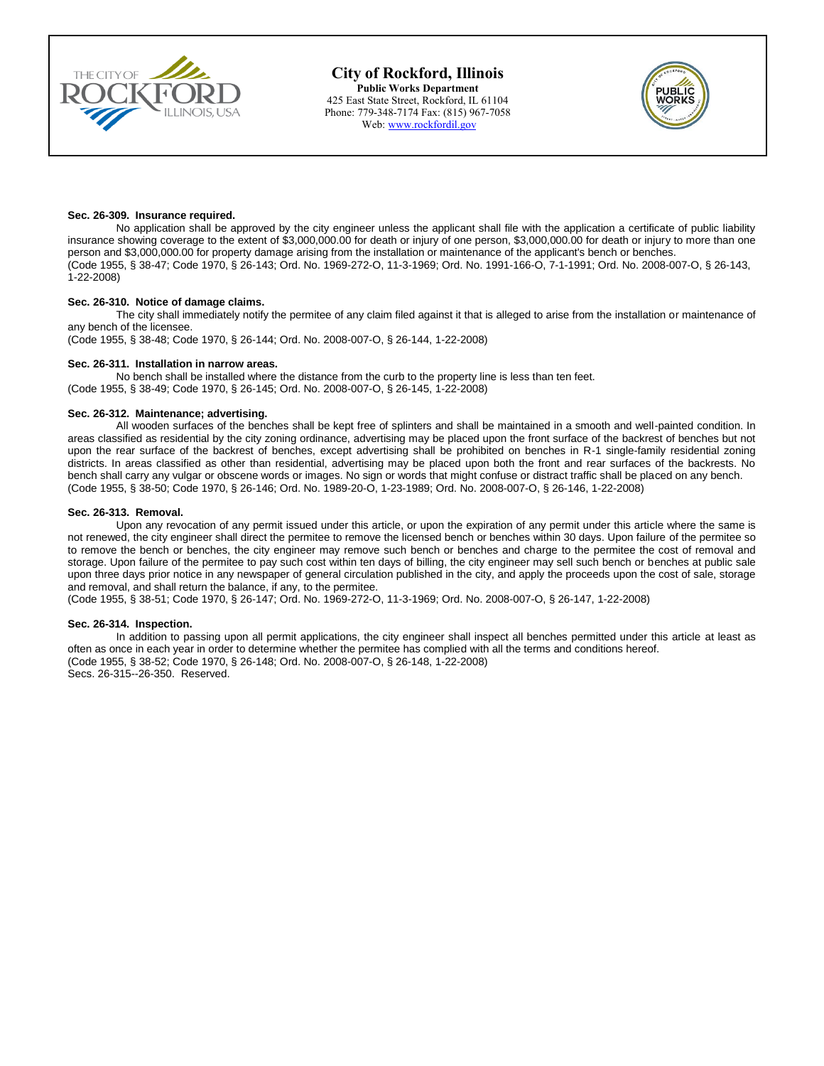**Sec. 26-309. Insurance required.**

No application shall be approved by the city engineer unless the applicant shall file with the application a certificate of public liability insurance showing coverage to the extent of $3,000,000.00 for death or injury of one person, $3,000,000.00 for death or injury to more than one person and $3,000,000.00 for property damage arising from the installation or maintenance of the applicant's bench or benches.

(Code 1955, § 38-47; Code 1970, § 26-143; Ord. No. 1969-272-O, 11-3-1969; Ord. No. 1991-166-O, 7-1-1991; Ord. No. 2008-007-O, § 26-143, 1-22-2008)

**Sec. 26-310. Notice of damage claims.**

The city shall immediately notify the permitee of any claim filed against it that is alleged to arise from the installation or maintenance of any bench of the licensee.

(Code 1955, § 38-48; Code 1970, § 26-144; Ord. No. 2008-007-O, § 26-144, 1-22-2008)

**Sec. 26-311. Installation in narrow areas.**

No bench shall be installed where the distance from the curb to the property line is less than ten feet.

(Code 1955, § 38-49; Code 1970, § 26-145; Ord. No. 2008-007-O, § 26-145, 1-22-2008)

**Sec. 26-312. Maintenance; advertising.**

All wooden surfaces of the benches shall be kept free of splinters and shall be maintained in a smooth and well-painted condition. In areas classified as residential by the city zoning ordinance, advertising may be placed upon the front surface of the backrest of benches but not upon the rear surface of the backrest of benches, except advertising shall be prohibited on benches in R-1 single-family residential zoning districts. In areas classified as other than residential, advertising may be placed upon both the front and rear surfaces of the backrests. No bench shall carry any vulgar or obscene words or images. No sign or words that might confuse or distract traffic shall be placed on any bench.

(Code 1955, § 38-50; Code 1970, § 26-146; Ord. No. 1989-20-O, 1-23-1989; Ord. No. 2008-007-O, § 26-146, 1-22-2008)

**Sec. 26-313. Removal.**

Upon any revocation of any permit issued under this article, or upon the expiration of any permit under this article where the same is not renewed, the city engineer shall direct the permitee to remove the licensed bench or benches within 30 days. Upon failure of the permitee so to remove the bench or benches, the city engineer may remove such bench or benches and charge to the permitee the cost of removal and storage. Upon failure of the permitee to pay such cost within ten days of billing, the city engineer may sell such bench or benches at public sale upon three days prior notice in any newspaper of general circulation published in the city, and apply the proceeds upon the cost of sale, storage and removal, and shall return the balance, if any, to the permitee.

(Code 1955, § 38-51; Code 1970, § 26-147; Ord. No. 1969-272-O, 11-3-1969; Ord. No. 2008-007-O, § 26-147, 1-22-2008)

**Sec. 26-314. Inspection.**

In addition to passing upon all permit applications, the city engineer shall inspect all benches permitted under this article at least as often as once in each year in order to determine whether the permitee has complied with all the terms and conditions hereof.

(Code 1955, § 38-52; Code 1970, § 26-148; Ord. No. 2008-007-O, § 26-148, 1-22-2008)

Secs. 26-315--26-350. Reserved.